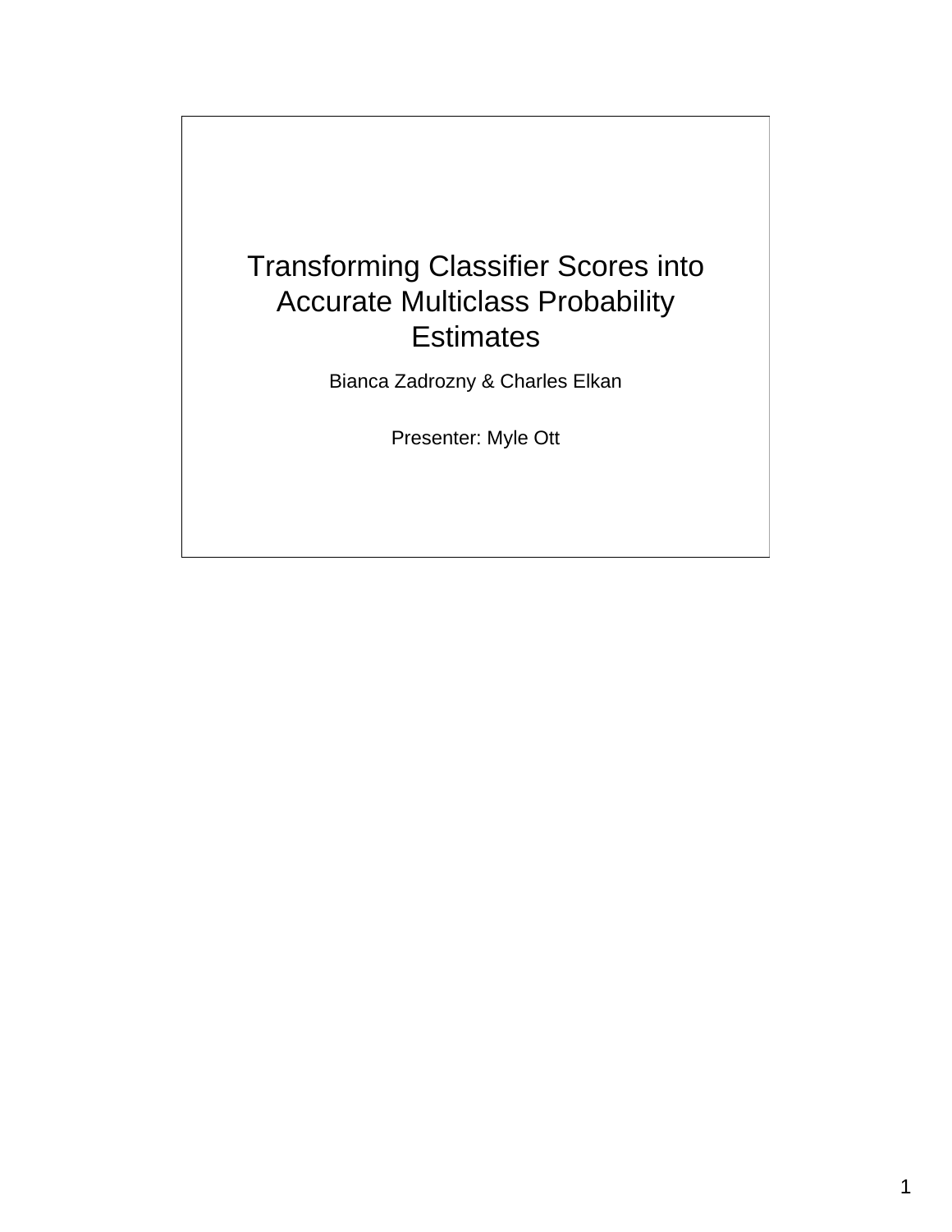# Transforming Classifier Scores into Accurate Multiclass Probability Estimates

Bianca Zadrozny & Charles Elkan

Presenter: Myle Ott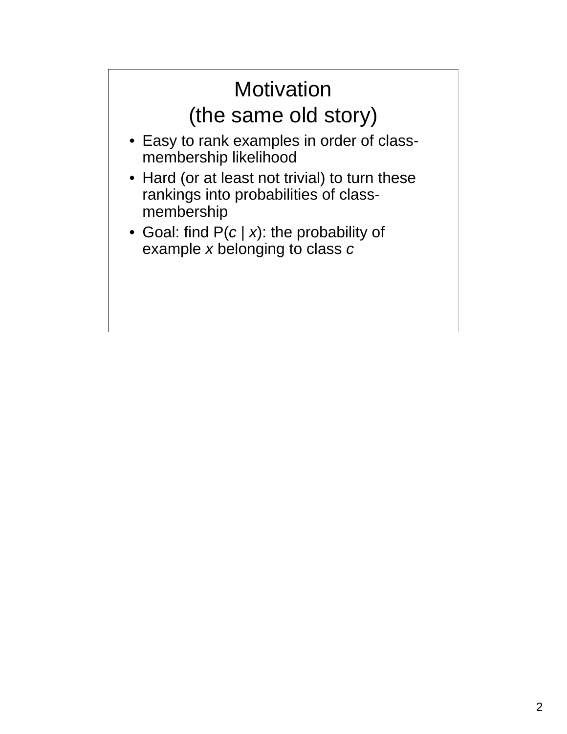# Motivation (the same old story)

- Easy to rank examples in order of class-membership likelihood
- Hard (or at least not trivial) to turn these rankings into probabilities of class-membership
- Goal: find $P(c \mid x)$: the probability of example $x$ belonging to class $c$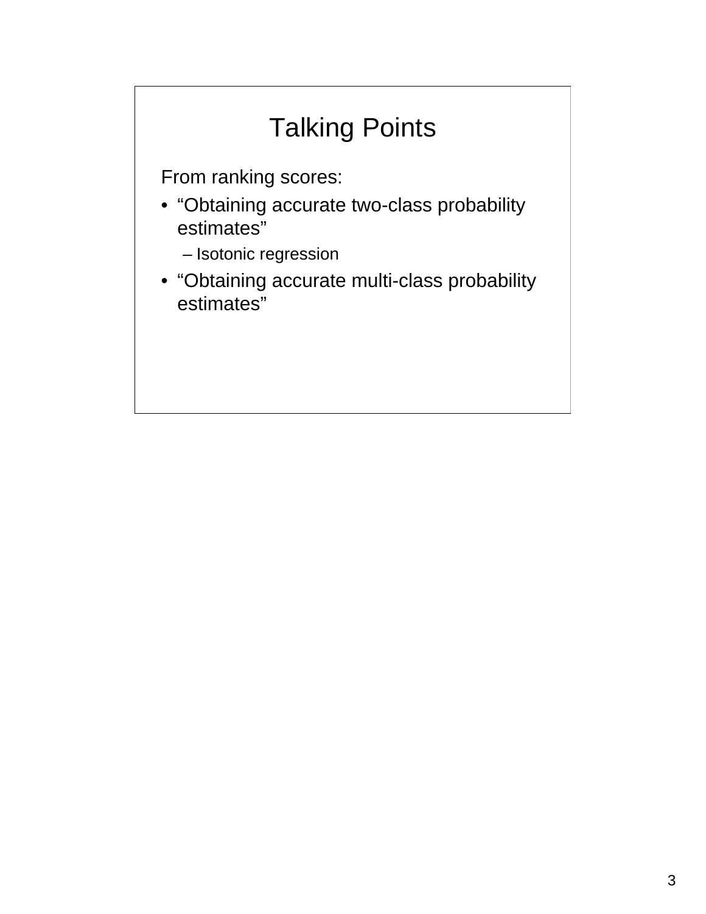# Talking Points

From ranking scores:

- “Obtaining accurate two-class probability estimates”
  - Isotonic regression
- “Obtaining accurate multi-class probability estimates”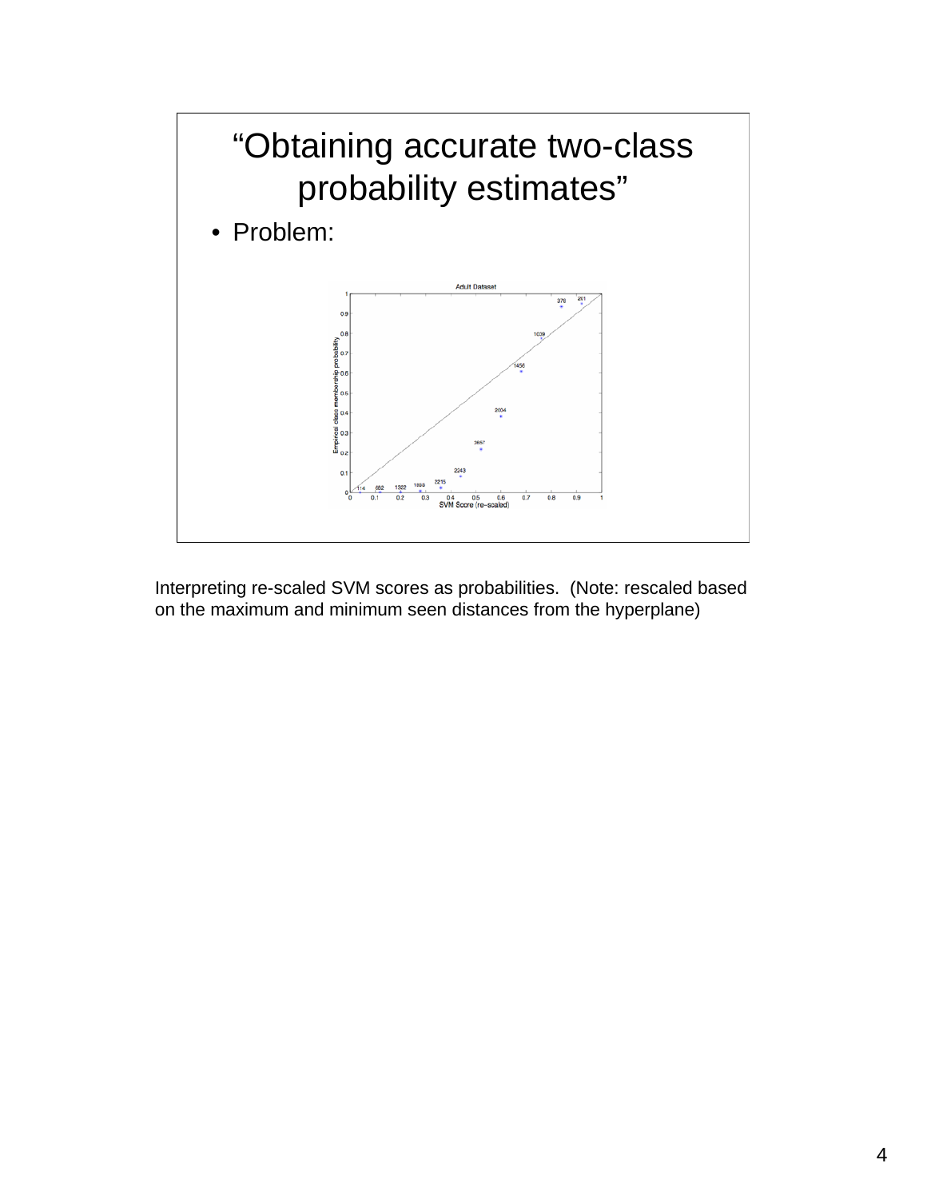# "Obtaining accurate two-class probability estimates"

- Problem:

Interpreting re-scaled SVM scores as probabilities. (Note: rescaled based on the maximum and minimum seen distances from the hyperplane)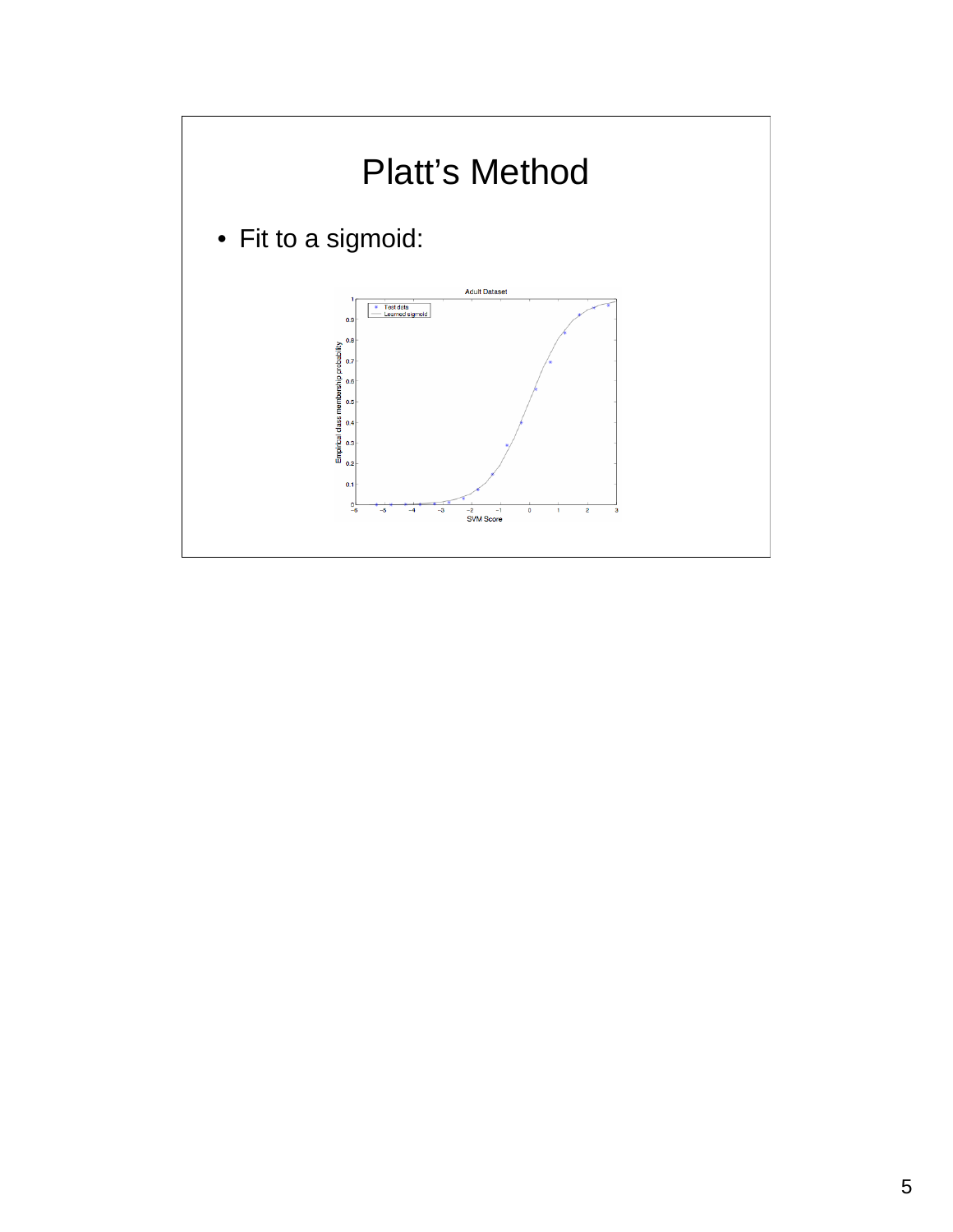# Platt's Method

- Fit to a sigmoid: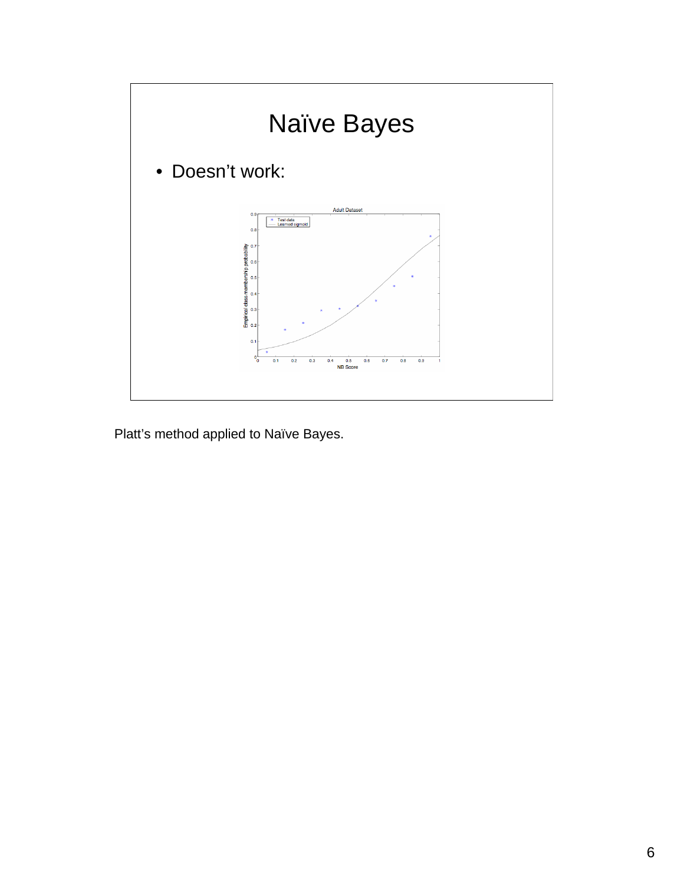# Naïve Bayes

- Doesn't work:

Platt's method applied to Naïve Bayes.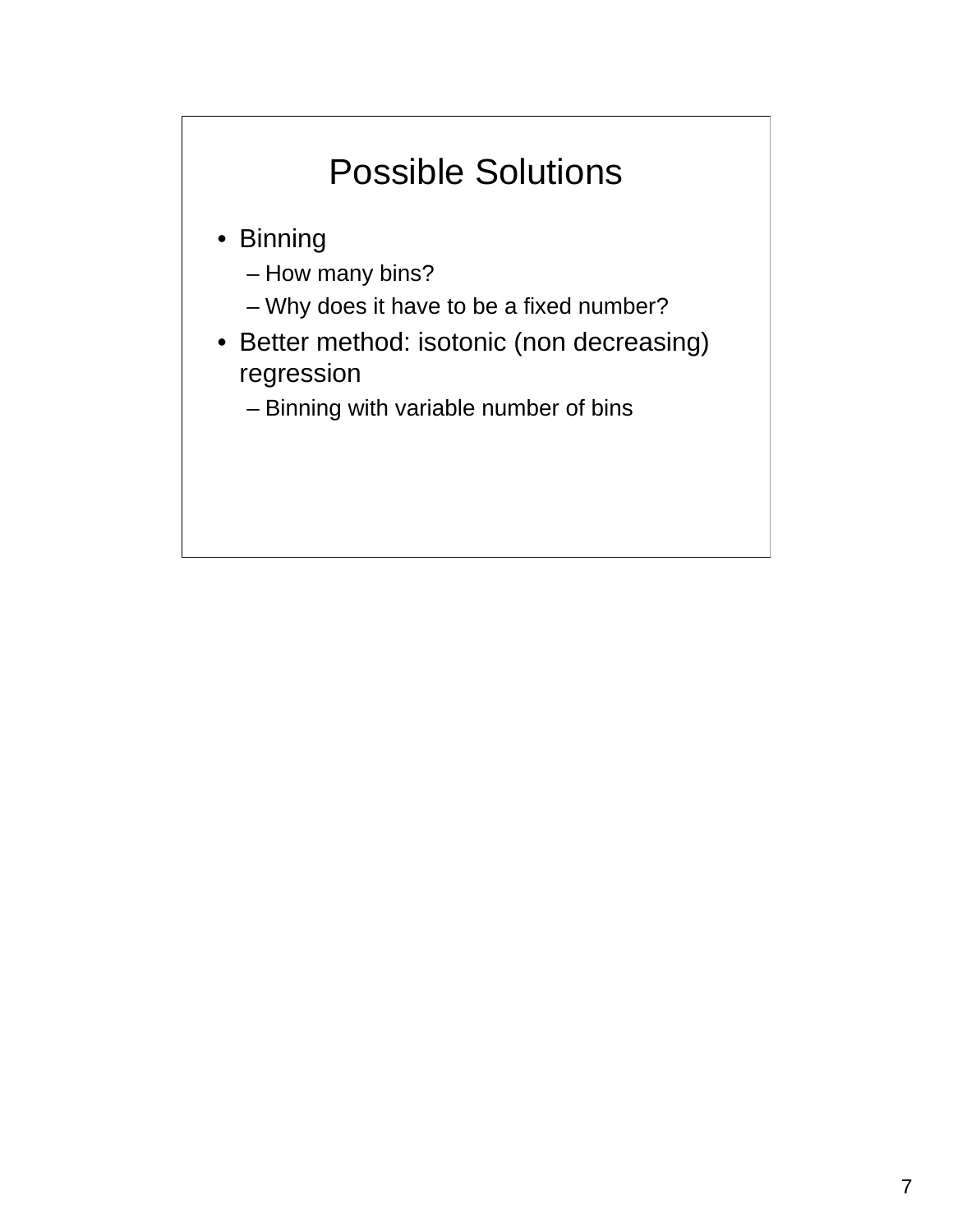# Possible Solutions

- Binning
  - How many bins?
  - Why does it have to be a fixed number?
- Better method: isotonic (non decreasing) regression
  - Binning with variable number of bins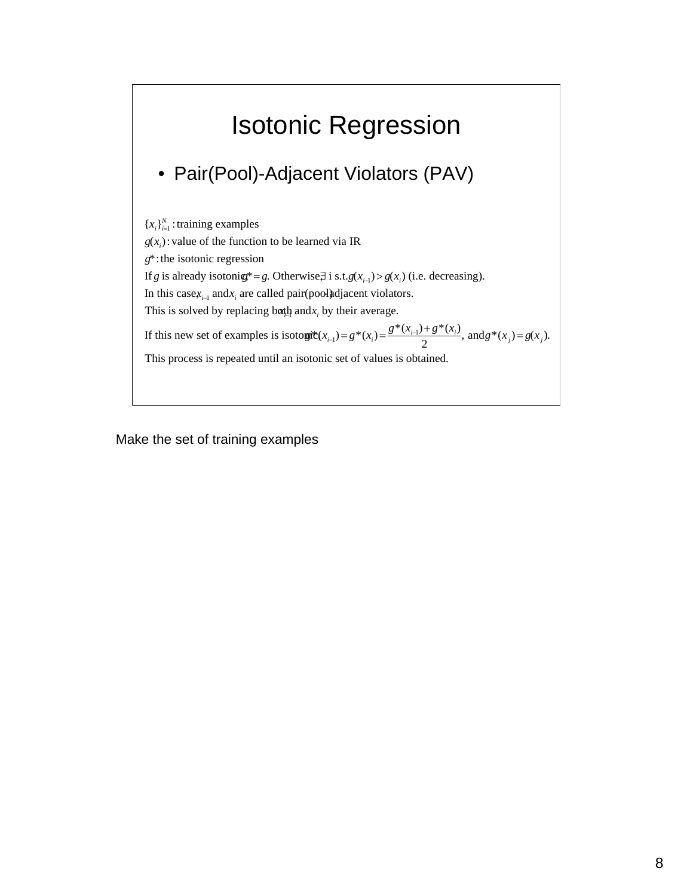# Isotonic Regression

- Pair(Pool)-Adjacent Violators (PAV)

$\{x_i\}_{i=1}^{N}$ : training examples

$g(x_i)$ : value of the function to be learned via IR

$g^*$ : the isotonic regression

If $g$ is already isotonic, $g^* = g$. Otherwise, $\exists$ i s.t. $g(x_{i-1}) > g(x_i)$ (i.e. decreasing).

In this case, $x_{i-1}$ and $x_i$ are called pair(pool)-adjacent violators.

This is solved by replacing both $x_{i-1}$ and $x_i$ by their average.

If this new set of examples is isotonic, $g^*(x_{i-1}) = g^*(x_i) = \dfrac{g^*(x_{i-1}) + g^*(x_i)}{2}$, and $g^*(x_j) = g(x_j)$.

This process is repeated until an isotonic set of values is obtained.

Make the set of training examples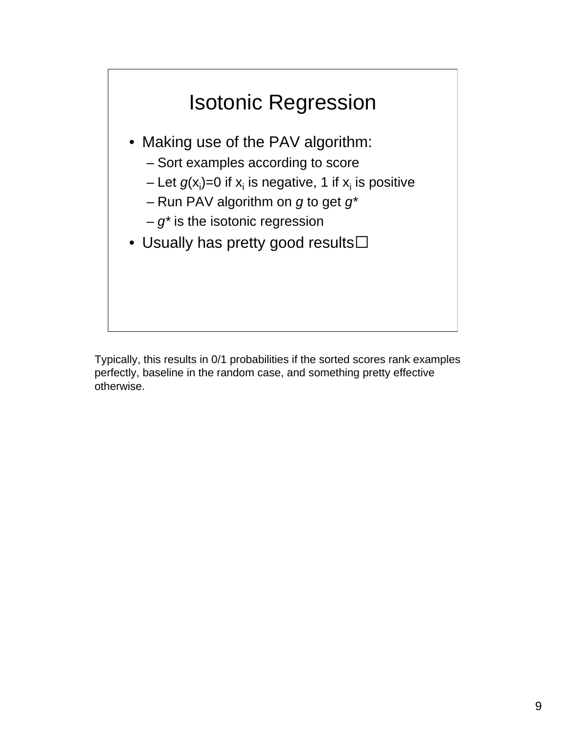# Isotonic Regression

- Making use of the PAV algorithm:
  - Sort examples according to score
  - Let $g(x_i)=0$ if $x_i$ is negative, 1 if $x_i$ is positive
  - Run PAV algorithm on $g$ to get $g^*$
  - $g^*$ is the isotonic regression
- Usually has pretty good results☐

Typically, this results in 0/1 probabilities if the sorted scores rank examples perfectly, baseline in the random case, and something pretty effective otherwise.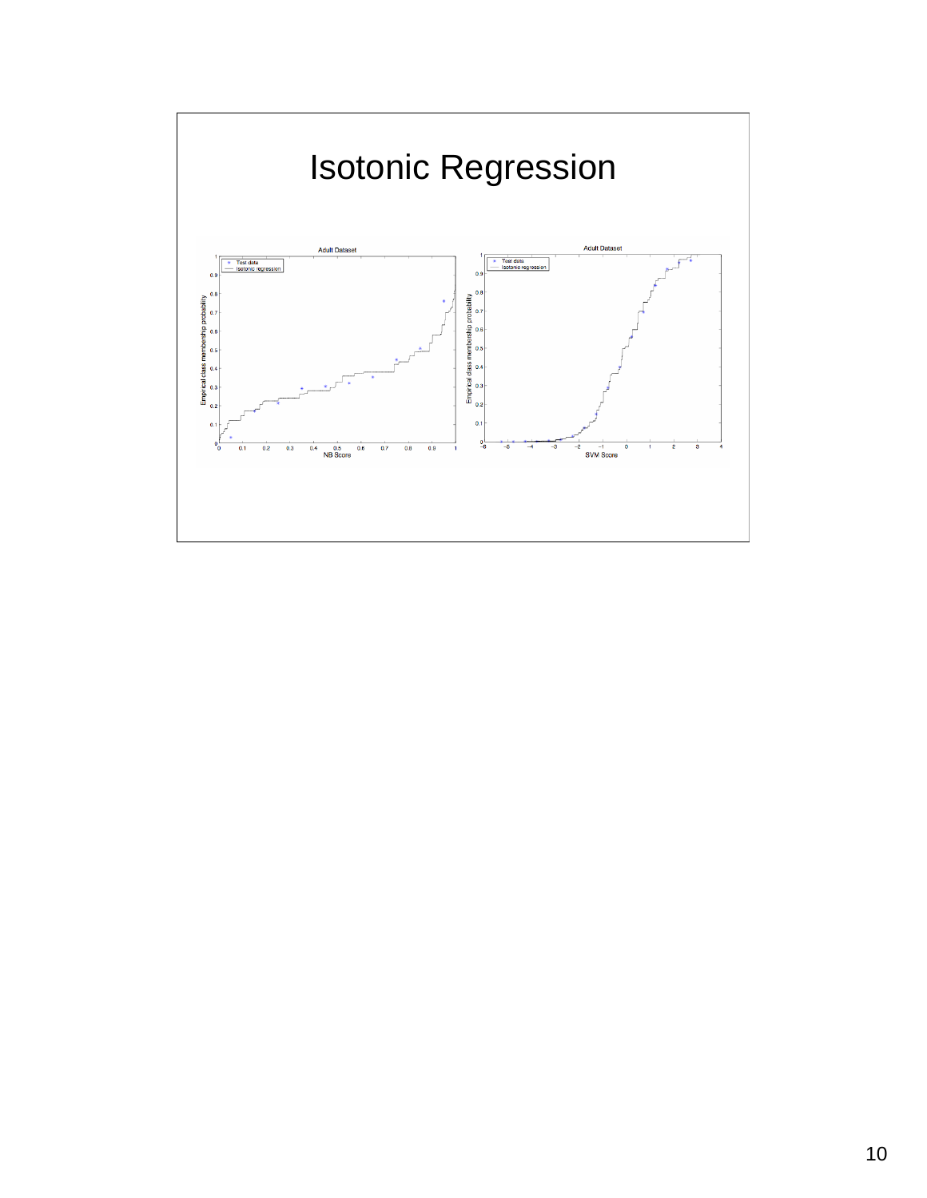# Isotonic Regression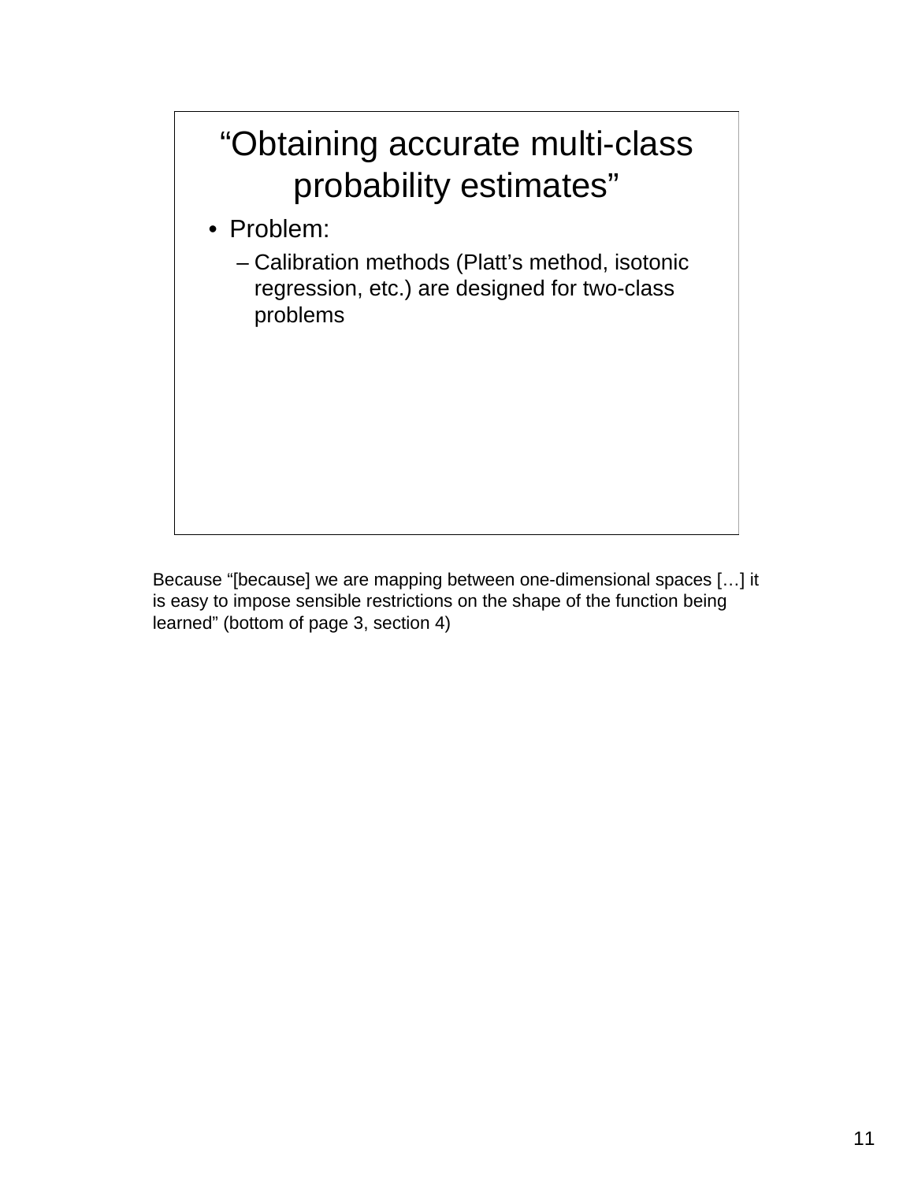# "Obtaining accurate multi-class probability estimates"

- Problem:
  - Calibration methods (Platt's method, isotonic regression, etc.) are designed for two-class problems

Because "[because] we are mapping between one-dimensional spaces […] it is easy to impose sensible restrictions on the shape of the function being learned" (bottom of page 3, section 4)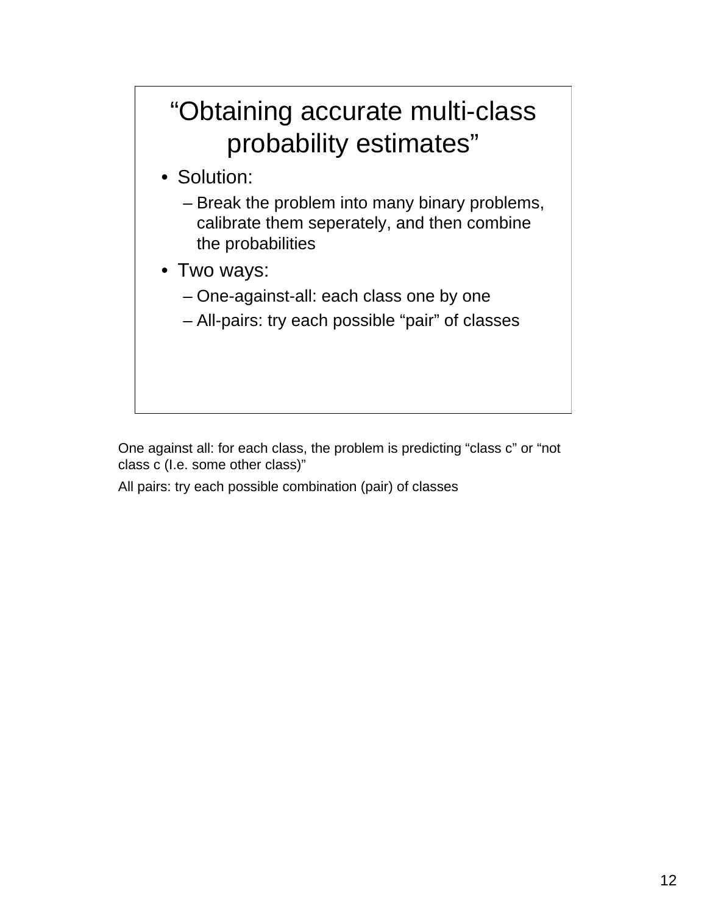# "Obtaining accurate multi-class probability estimates"

- Solution:
  - Break the problem into many binary problems, calibrate them seperately, and then combine the probabilities
- Two ways:
  - One-against-all: each class one by one
  - All-pairs: try each possible "pair" of classes

One against all: for each class, the problem is predicting "class c" or "not class c (I.e. some other class)"

All pairs: try each possible combination (pair) of classes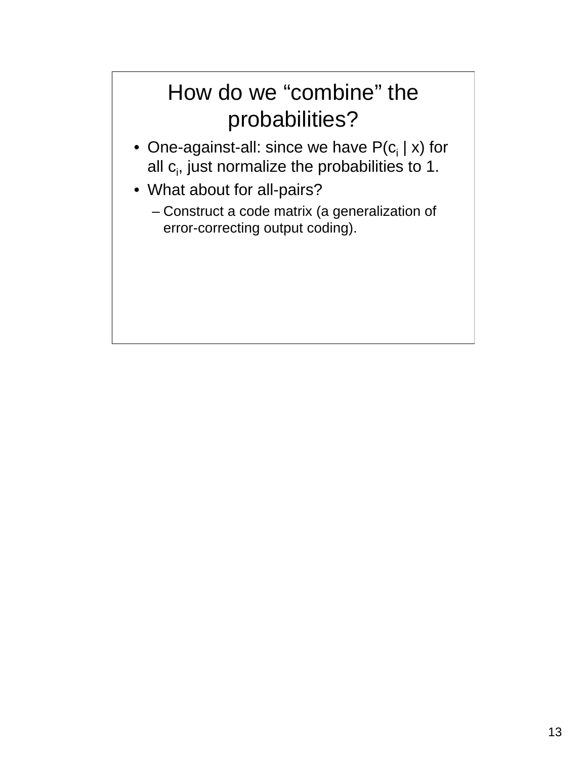# How do we "combine" the probabilities?

- One-against-all: since we have $P(c_i \mid x)$ for all $c_i$, just normalize the probabilities to 1.
- What about for all-pairs?
  - Construct a code matrix (a generalization of error-correcting output coding).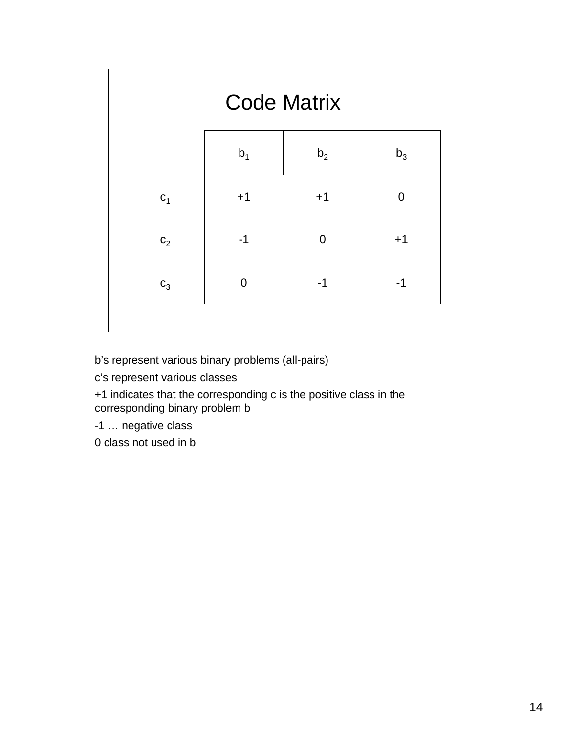# Code Matrix

| | $b_1$ | $b_2$ | $b_3$ |
|---|---|---|---|
| $c_1$ | +1 | +1 | 0 |
| $c_2$ | -1 | 0 | +1 |
| $c_3$ | 0 | -1 | -1 |

b's represent various binary problems (all-pairs)

c's represent various classes

+1 indicates that the corresponding c is the positive class in the corresponding binary problem b

-1 … negative class

0 class not used in b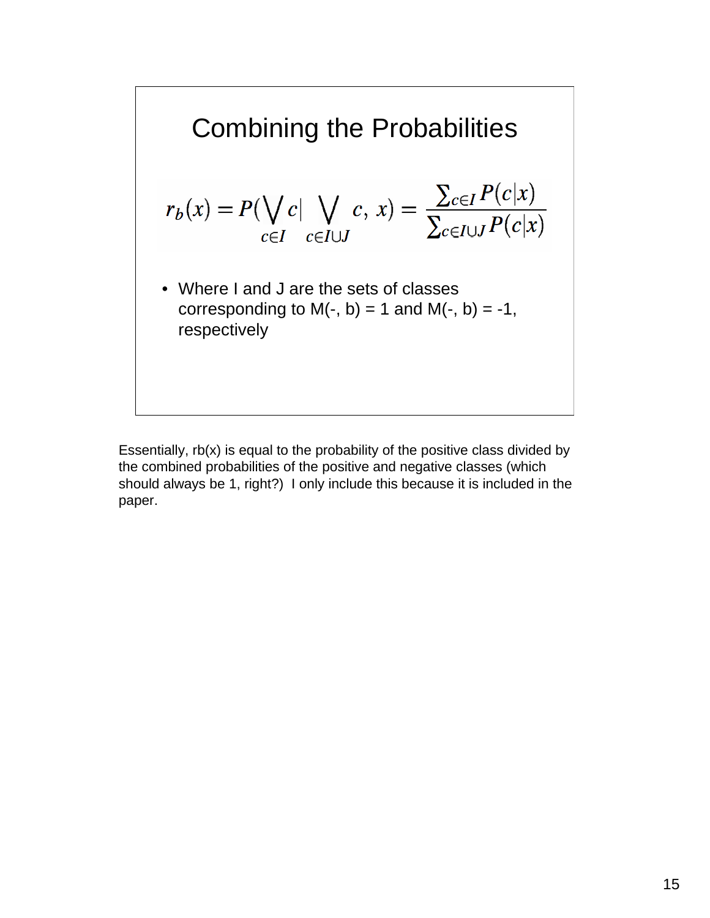# Combining the Probabilities

$$r_b(x) = P(\bigvee_{c \in I} c | \bigvee_{c \in I \cup J} c,\ x) = \frac{\sum_{c \in I} P(c|x)}{\sum_{c \in I \cup J} P(c|x)}$$

- Where I and J are the sets of classes corresponding to M(-, b) = 1 and M(-, b) = -1, respectively

Essentially, rb(x) is equal to the probability of the positive class divided by the combined probabilities of the positive and negative classes (which should always be 1, right?) I only include this because it is included in the paper.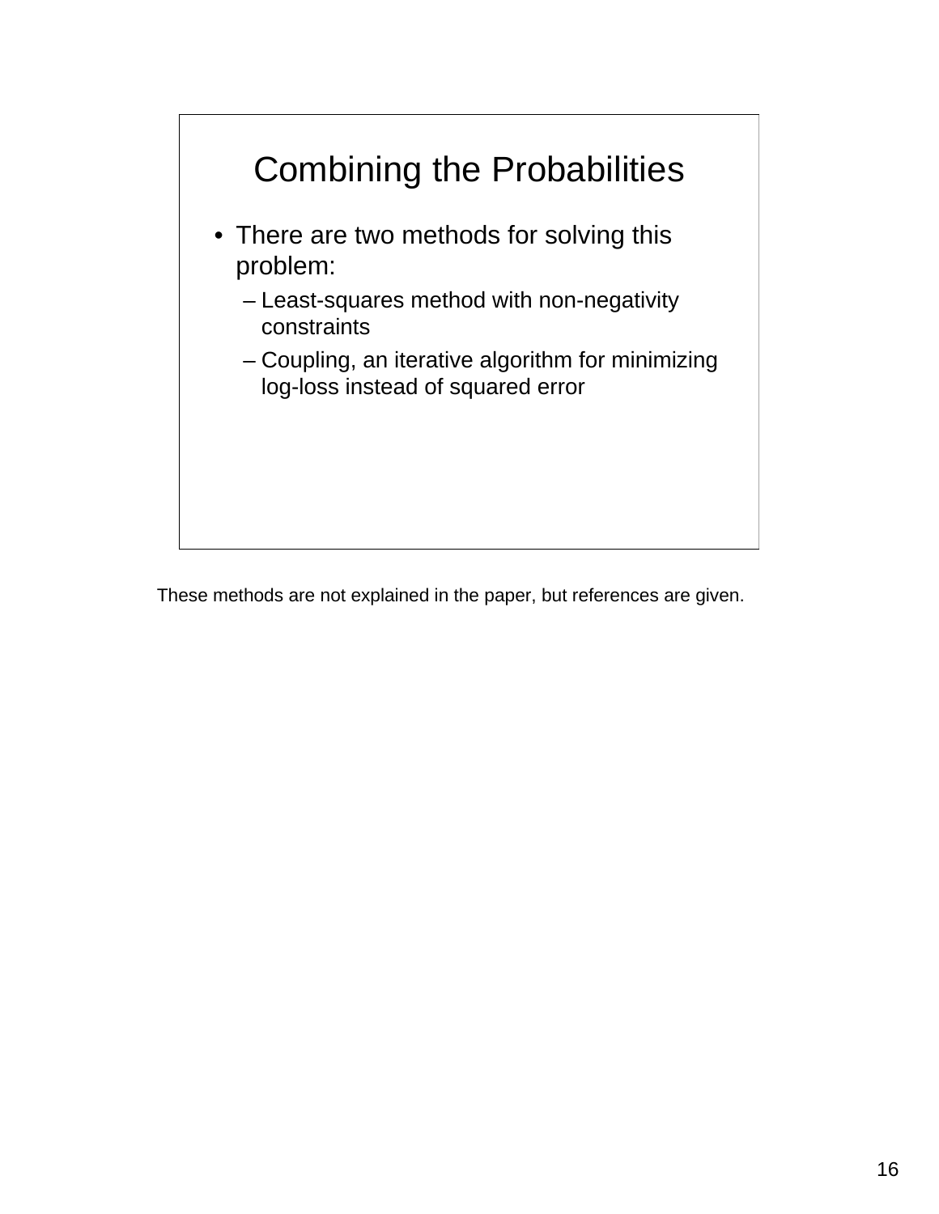# Combining the Probabilities

- There are two methods for solving this problem:
  - Least-squares method with non-negativity constraints
  - Coupling, an iterative algorithm for minimizing log-loss instead of squared error

These methods are not explained in the paper, but references are given.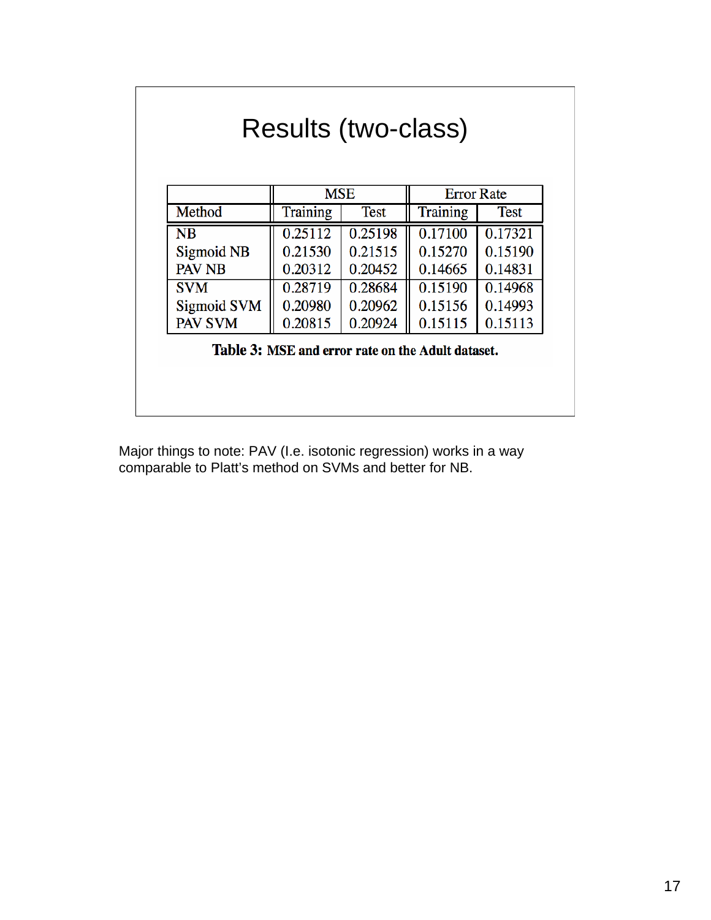# Results (two-class)

| | MSE | | Error Rate | |
|---|---|---|---|---|
| Method | Training | Test | Training | Test |
| NB | 0.25112 | 0.25198 | 0.17100 | 0.17321 |
| Sigmoid NB | 0.21530 | 0.21515 | 0.15270 | 0.15190 |
| PAV NB | 0.20312 | 0.20452 | 0.14665 | 0.14831 |
| SVM | 0.28719 | 0.28684 | 0.15190 | 0.14968 |
| Sigmoid SVM | 0.20980 | 0.20962 | 0.15156 | 0.14993 |
| PAV SVM | 0.20815 | 0.20924 | 0.15115 | 0.15113 |

**Table 3: MSE and error rate on the Adult dataset.**

Major things to note: PAV (I.e. isotonic regression) works in a way comparable to Platt's method on SVMs and better for NB.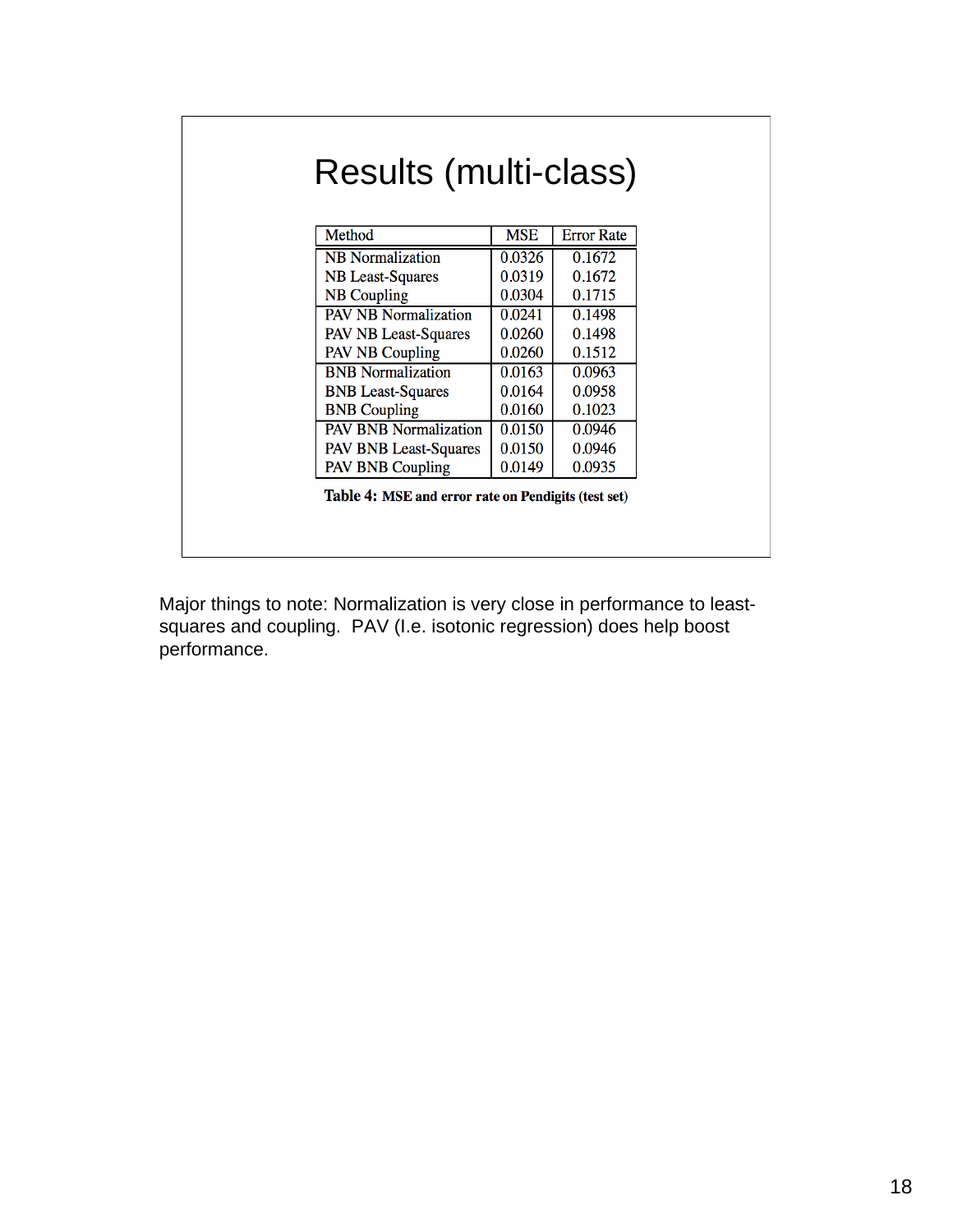# Results (multi-class)

| Method | MSE | Error Rate |
|---|---|---|
| NB Normalization | 0.0326 | 0.1672 |
| NB Least-Squares | 0.0319 | 0.1672 |
| NB Coupling | 0.0304 | 0.1715 |
| PAV NB Normalization | 0.0241 | 0.1498 |
| PAV NB Least-Squares | 0.0260 | 0.1498 |
| PAV NB Coupling | 0.0260 | 0.1512 |
| BNB Normalization | 0.0163 | 0.0963 |
| BNB Least-Squares | 0.0164 | 0.0958 |
| BNB Coupling | 0.0160 | 0.1023 |
| PAV BNB Normalization | 0.0150 | 0.0946 |
| PAV BNB Least-Squares | 0.0150 | 0.0946 |
| PAV BNB Coupling | 0.0149 | 0.0935 |

**Table 4:** MSE and error rate on Pendigits (test set)

Major things to note: Normalization is very close in performance to least-squares and coupling. PAV (I.e. isotonic regression) does help boost performance.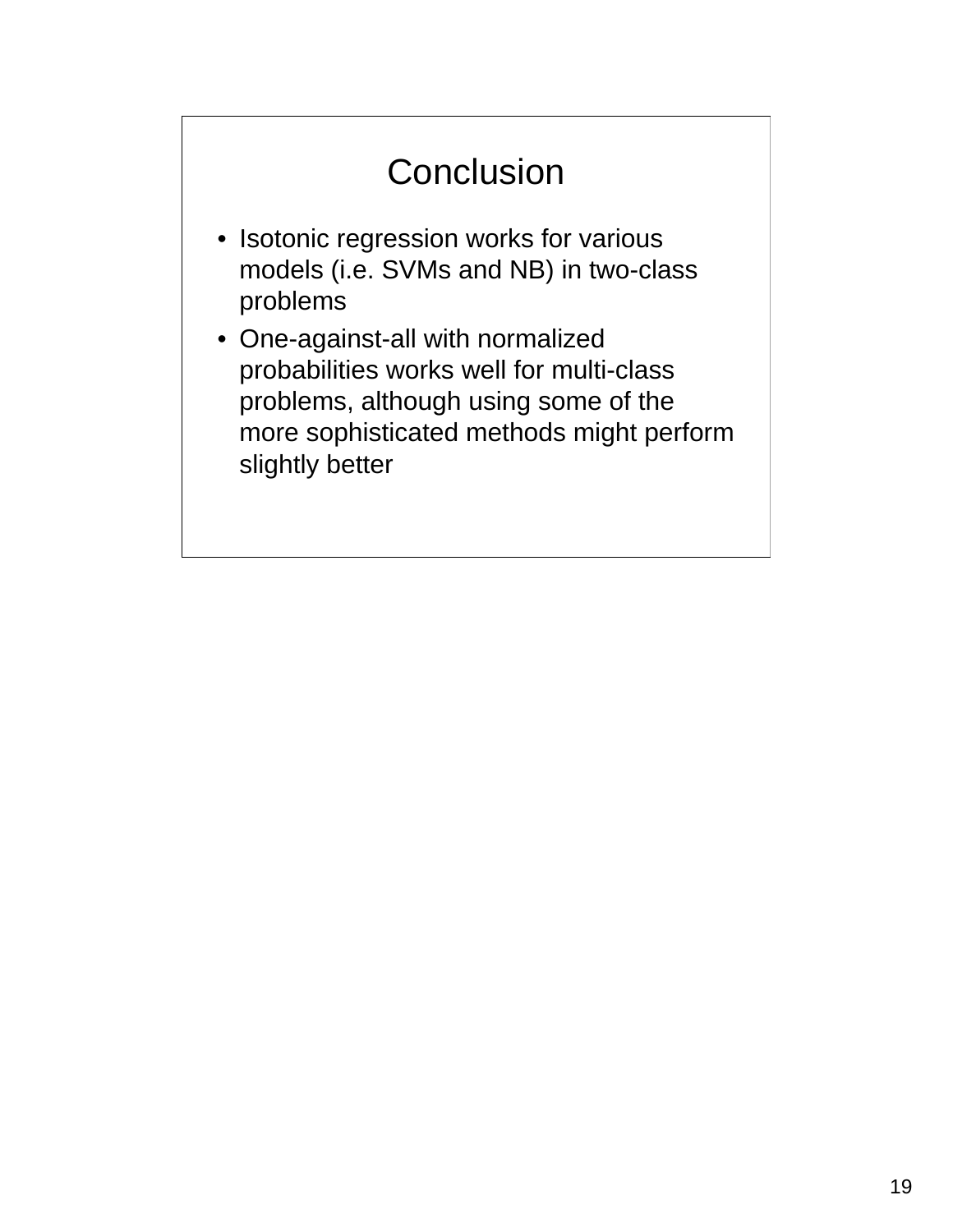# Conclusion

- Isotonic regression works for various models (i.e. SVMs and NB) in two-class problems
- One-against-all with normalized probabilities works well for multi-class problems, although using some of the more sophisticated methods might perform slightly better